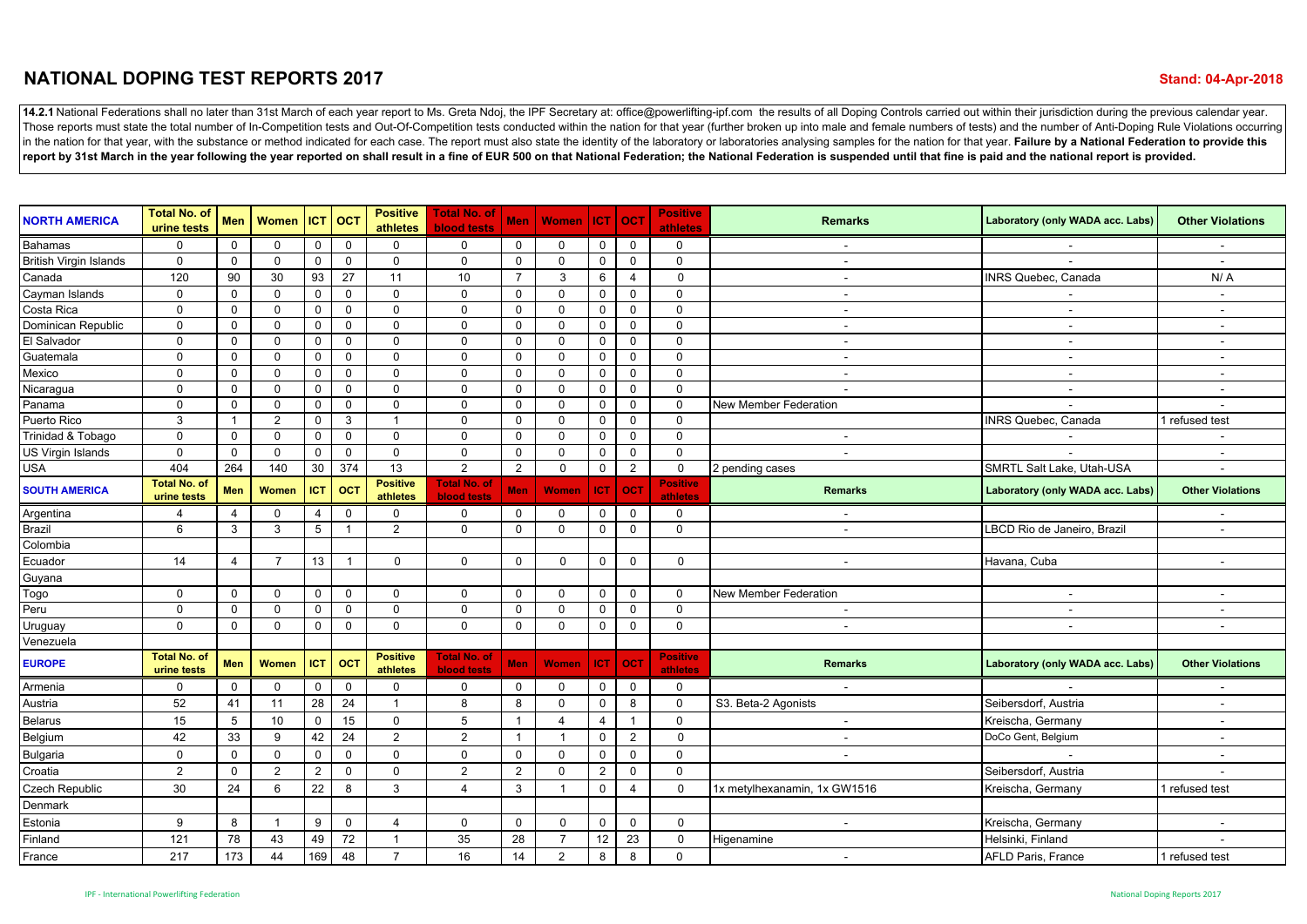# NATIONAL DOPING TEST REPORTS 2017

**Stand: 04-Apr-2018**

**14.2.1** National Federations shall no later than 31st March of each year report to Ms. Greta Ndoj, the IPF Secretary at: office@powerlifting-ipf.com the results of all Doping Controls carried out within their jurisdiction during the previous calendar year. Those reports must state the total number of In-Competition tests and Out-Of-Competition tests conducted within the nation for that year (further broken up into male and female numbers of tests) and the number of Anti-Doping Rule Violations occurring in the nation for that year, with the substance or method indicated for each case. The report must also state the identity of the laboratory or laboratories analysing samples for the nation for that year. **Failure by a National Federation to provide this report by 31st March in the year following the year reported on shall result in a fine of EUR 500 on that National Federation; the National Federation is suspended until that fine is paid and the national report is provided.**

| NORTH AMERICA | Total No. of urine tests | Men | Women | ICT | OCT | Positive athletes | Total No. of blood tests | Men | Women | ICT | OCT | Positive athletes | Remarks | Laboratory (only WADA acc. Labs) | Other Violations |
|---|---|---|---|---|---|---|---|---|---|---|---|---|---|---|---|
| Bahamas | 0 | 0 | 0 | 0 | 0 | 0 | 0 | 0 | 0 | 0 | 0 | 0 | - | - | - |
| British Virgin Islands | 0 | 0 | 0 | 0 | 0 | 0 | 0 | 0 | 0 | 0 | 0 | 0 | - | - | - |
| Canada | 120 | 90 | 30 | 93 | 27 | 11 | 10 | 7 | 3 | 6 | 4 | 0 | - | INRS Quebec, Canada | N/ A |
| Cayman Islands | 0 | 0 | 0 | 0 | 0 | 0 | 0 | 0 | 0 | 0 | 0 | 0 | - | - | - |
| Costa Rica | 0 | 0 | 0 | 0 | 0 | 0 | 0 | 0 | 0 | 0 | 0 | 0 | - | - | - |
| Dominican Republic | 0 | 0 | 0 | 0 | 0 | 0 | 0 | 0 | 0 | 0 | 0 | 0 | - | - | - |
| El Salvador | 0 | 0 | 0 | 0 | 0 | 0 | 0 | 0 | 0 | 0 | 0 | 0 | - | - | - |
| Guatemala | 0 | 0 | 0 | 0 | 0 | 0 | 0 | 0 | 0 | 0 | 0 | 0 | - | - | - |
| Mexico | 0 | 0 | 0 | 0 | 0 | 0 | 0 | 0 | 0 | 0 | 0 | 0 | - | - | - |
| Nicaragua | 0 | 0 | 0 | 0 | 0 | 0 | 0 | 0 | 0 | 0 | 0 | 0 | - | - | - |
| Panama | 0 | 0 | 0 | 0 | 0 | 0 | 0 | 0 | 0 | 0 | 0 | 0 | New Member Federation | - | - |
| Puerto Rico | 3 | 1 | 2 | 0 | 3 | 1 | 0 | 0 | 0 | 0 | 0 | 0 | | INRS Quebec, Canada | 1 refused test |
| Trinidad & Tobago | 0 | 0 | 0 | 0 | 0 | 0 | 0 | 0 | 0 | 0 | 0 | 0 | - | - | - |
| US Virgin Islands | 0 | 0 | 0 | 0 | 0 | 0 | 0 | 0 | 0 | 0 | 0 | 0 | - | - | - |
| USA | 404 | 264 | 140 | 30 | 374 | 13 | 2 | 2 | 0 | 0 | 2 | 0 | 2 pending cases | SMRTL Salt Lake, Utah-USA | - |
| **SOUTH AMERICA** | **Total No. of urine tests** | **Men** | **Women** | **ICT** | **OCT** | **Positive athletes** | **Total No. of blood tests** | **Men** | **Women** | **ICT** | **OCT** | **Positive athletes** | **Remarks** | **Laboratory (only WADA acc. Labs)** | **Other Violations** |
| Argentina | 4 | 4 | 0 | 4 | 0 | 0 | 0 | 0 | 0 | 0 | 0 | 0 | - | | - |
| Brazil | 6 | 3 | 3 | 5 | 1 | 2 | 0 | 0 | 0 | 0 | 0 | 0 | - | LBCD Rio de Janeiro, Brazil | - |
| Colombia | | | | | | | | | | | | | | | |
| Ecuador | 14 | 4 | 7 | 13 | 1 | 0 | 0 | 0 | 0 | 0 | 0 | 0 | - | Havana, Cuba | - |
| Guyana | | | | | | | | | | | | | | | |
| Togo | 0 | 0 | 0 | 0 | 0 | 0 | 0 | 0 | 0 | 0 | 0 | 0 | New Member Federation | - | - |
| Peru | 0 | 0 | 0 | 0 | 0 | 0 | 0 | 0 | 0 | 0 | 0 | 0 | - | - | - |
| Uruguay | 0 | 0 | 0 | 0 | 0 | 0 | 0 | 0 | 0 | 0 | 0 | 0 | - | - | - |
| Venezuela | | | | | | | | | | | | | | | |
| **EUROPE** | **Total No. of urine tests** | **Men** | **Women** | **ICT** | **OCT** | **Positive athletes** | **Total No. of blood tests** | **Men** | **Women** | **ICT** | **OCT** | **Positive athletes** | **Remarks** | **Laboratory (only WADA acc. Labs)** | **Other Violations** |
| Armenia | 0 | 0 | 0 | 0 | 0 | 0 | 0 | 0 | 0 | 0 | 0 | 0 | - | - | - |
| Austria | 52 | 41 | 11 | 28 | 24 | 1 | 8 | 8 | 0 | 0 | 8 | 0 | S3. Beta-2 Agonists | Seibersdorf, Austria | - |
| Belarus | 15 | 5 | 10 | 0 | 15 | 0 | 5 | 1 | 4 | 4 | 1 | 0 | - | Kreischa, Germany | - |
| Belgium | 42 | 33 | 9 | 42 | 24 | 2 | 2 | 1 | 1 | 0 | 2 | 0 | - | DoCo Gent, Belgium | - |
| Bulgaria | 0 | 0 | 0 | 0 | 0 | 0 | 0 | 0 | 0 | 0 | 0 | 0 | - | - | - |
| Croatia | 2 | 0 | 2 | 2 | 0 | 0 | 2 | 2 | 0 | 2 | 0 | 0 | | Seibersdorf, Austria | - |
| Czech Republic | 30 | 24 | 6 | 22 | 8 | 3 | 4 | 3 | 1 | 0 | 4 | 0 | 1x metylhexanamin, 1x GW1516 | Kreischa, Germany | 1 refused test |
| Denmark | | | | | | | | | | | | | | | |
| Estonia | 9 | 8 | 1 | 9 | 0 | 4 | 0 | 0 | 0 | 0 | 0 | 0 | - | Kreischa, Germany | - |
| Finland | 121 | 78 | 43 | 49 | 72 | 1 | 35 | 28 | 7 | 12 | 23 | 0 | Higenamine | Helsinki, Finland | - |
| France | 217 | 173 | 44 | 169 | 48 | 7 | 16 | 14 | 2 | 8 | 8 | 0 | - | AFLD Paris, France | 1 refused test |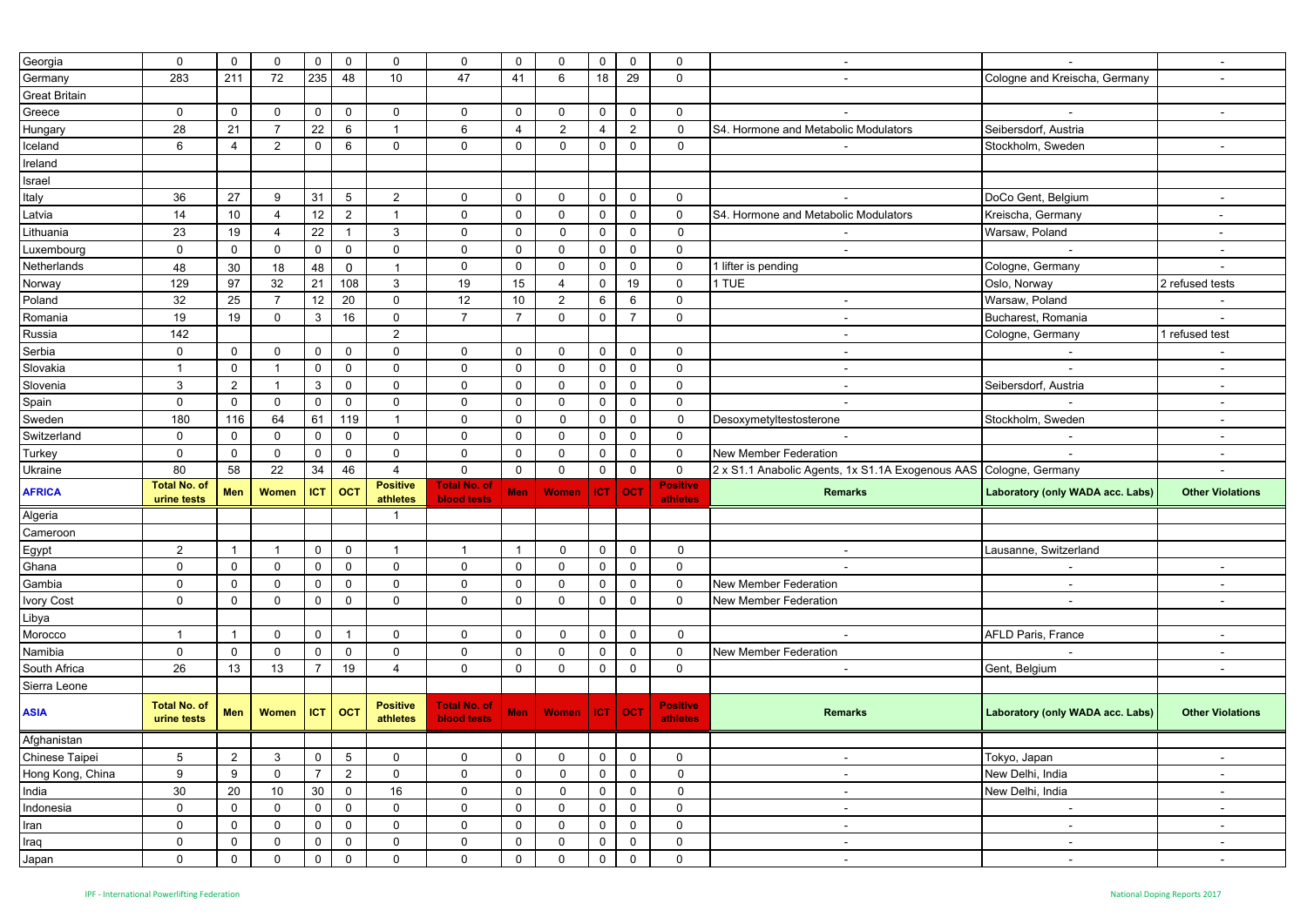| | | | | | | | | | | | | | | |
|---|---|---|---|---|---|---|---|---|---|---|---|---|---|---|
| Georgia | 0 | 0 | 0 | 0 | 0 | 0 | 0 | 0 | 0 | 0 | 0 | 0 | - | - | - |
| Germany | 283 | 211 | 72 | 235 | 48 | 10 | 47 | 41 | 6 | 18 | 29 | 0 | - | Cologne and Kreischa, Germany | - |
| Great Britain | | | | | | | | | | | | | | | |
| Greece | 0 | 0 | 0 | 0 | 0 | 0 | 0 | 0 | 0 | 0 | 0 | 0 | - | - | - |
| Hungary | 28 | 21 | 7 | 22 | 6 | 1 | 6 | 4 | 2 | 4 | 2 | 0 | S4. Hormone and Metabolic Modulators | Seibersdorf, Austria | |
| Iceland | 6 | 4 | 2 | 0 | 6 | 0 | 0 | 0 | 0 | 0 | 0 | 0 | - | Stockholm, Sweden | - |
| Ireland | | | | | | | | | | | | | | | |
| Israel | | | | | | | | | | | | | | | |
| Italy | 36 | 27 | 9 | 31 | 5 | 2 | 0 | 0 | 0 | 0 | 0 | 0 | - | DoCo Gent, Belgium | - |
| Latvia | 14 | 10 | 4 | 12 | 2 | 1 | 0 | 0 | 0 | 0 | 0 | 0 | S4. Hormone and Metabolic Modulators | Kreischa, Germany | - |
| Lithuania | 23 | 19 | 4 | 22 | 1 | 3 | 0 | 0 | 0 | 0 | 0 | 0 | - | Warsaw, Poland | - |
| Luxembourg | 0 | 0 | 0 | 0 | 0 | 0 | 0 | 0 | 0 | 0 | 0 | 0 | - | - | - |
| Netherlands | 48 | 30 | 18 | 48 | 0 | 1 | 0 | 0 | 0 | 0 | 0 | 0 | 1 lifter is pending | Cologne, Germany | - |
| Norway | 129 | 97 | 32 | 21 | 108 | 3 | 19 | 15 | 4 | 0 | 19 | 0 | 1 TUE | Oslo, Norway | 2 refused tests |
| Poland | 32 | 25 | 7 | 12 | 20 | 0 | 12 | 10 | 2 | 6 | 6 | 0 | - | Warsaw, Poland | - |
| Romania | 19 | 19 | 0 | 3 | 16 | 0 | 7 | 7 | 0 | 0 | 7 | 0 | - | Bucharest, Romania | - |
| Russia | 142 | | | | | 2 | | | | | | | - | Cologne, Germany | 1 refused test |
| Serbia | 0 | 0 | 0 | 0 | 0 | 0 | 0 | 0 | 0 | 0 | 0 | 0 | - | - | - |
| Slovakia | 1 | 0 | 1 | 0 | 0 | 0 | 0 | 0 | 0 | 0 | 0 | 0 | - | - | - |
| Slovenia | 3 | 2 | 1 | 3 | 0 | 0 | 0 | 0 | 0 | 0 | 0 | 0 | - | Seibersdorf, Austria | - |
| Spain | 0 | 0 | 0 | 0 | 0 | 0 | 0 | 0 | 0 | 0 | 0 | 0 | - | - | - |
| Sweden | 180 | 116 | 64 | 61 | 119 | 1 | 0 | 0 | 0 | 0 | 0 | 0 | Desoxymetyltestosterone | Stockholm, Sweden | - |
| Switzerland | 0 | 0 | 0 | 0 | 0 | 0 | 0 | 0 | 0 | 0 | 0 | 0 | - | - | - |
| Turkey | 0 | 0 | 0 | 0 | 0 | 0 | 0 | 0 | 0 | 0 | 0 | 0 | New Member Federation | - | - |
| Ukraine | 80 | 58 | 22 | 34 | 46 | 4 | 0 | 0 | 0 | 0 | 0 | 0 | 2 x S1.1 Anabolic Agents, 1x S1.1A Exogenous AAS | Cologne, Germany | - |
| **AFRICA** | **Total No. of urine tests** | **Men** | **Women** | **ICT** | **OCT** | **Positive athletes** | **Total No. of blood tests** | **Men** | **Women** | **ICT** | **OCT** | **Positive athletes** | **Remarks** | **Laboratory (only WADA acc. Labs)** | **Other Violations** |
| Algeria | | | | | | 1 | | | | | | | | | |
| Cameroon | | | | | | | | | | | | | | | |
| Egypt | 2 | 1 | 1 | 0 | 0 | 1 | 1 | 1 | 0 | 0 | 0 | 0 | - | Lausanne, Switzerland | |
| Ghana | 0 | 0 | 0 | 0 | 0 | 0 | 0 | 0 | 0 | 0 | 0 | 0 | - | - | - |
| Gambia | 0 | 0 | 0 | 0 | 0 | 0 | 0 | 0 | 0 | 0 | 0 | 0 | New Member Federation | - | - |
| Ivory Cost | 0 | 0 | 0 | 0 | 0 | 0 | 0 | 0 | 0 | 0 | 0 | 0 | New Member Federation | - | - |
| Libya | | | | | | | | | | | | | | | |
| Morocco | 1 | 1 | 0 | 0 | 1 | 0 | 0 | 0 | 0 | 0 | 0 | 0 | - | AFLD Paris, France | - |
| Namibia | 0 | 0 | 0 | 0 | 0 | 0 | 0 | 0 | 0 | 0 | 0 | 0 | New Member Federation | - | - |
| South Africa | 26 | 13 | 13 | 7 | 19 | 4 | 0 | 0 | 0 | 0 | 0 | 0 | - | Gent, Belgium | - |
| Sierra Leone | | | | | | | | | | | | | | | |
| **ASIA** | **Total No. of urine tests** | **Men** | **Women** | **ICT** | **OCT** | **Positive athletes** | **Total No. of blood tests** | **Men** | **Women** | **ICT** | **OCT** | **Positive athletes** | **Remarks** | **Laboratory (only WADA acc. Labs)** | **Other Violations** |
| Afghanistan | | | | | | | | | | | | | | | |
| Chinese Taipei | 5 | 2 | 3 | 0 | 5 | 0 | 0 | 0 | 0 | 0 | 0 | 0 | - | Tokyo, Japan | - |
| Hong Kong, China | 9 | 9 | 0 | 7 | 2 | 0 | 0 | 0 | 0 | 0 | 0 | 0 | - | New Delhi, India | - |
| India | 30 | 20 | 10 | 30 | 0 | 16 | 0 | 0 | 0 | 0 | 0 | 0 | - | New Delhi, India | - |
| Indonesia | 0 | 0 | 0 | 0 | 0 | 0 | 0 | 0 | 0 | 0 | 0 | 0 | - | - | - |
| Iran | 0 | 0 | 0 | 0 | 0 | 0 | 0 | 0 | 0 | 0 | 0 | 0 | - | - | - |
| Iraq | 0 | 0 | 0 | 0 | 0 | 0 | 0 | 0 | 0 | 0 | 0 | 0 | - | - | - |
| Japan | 0 | 0 | 0 | 0 | 0 | 0 | 0 | 0 | 0 | 0 | 0 | 0 | - | - | - |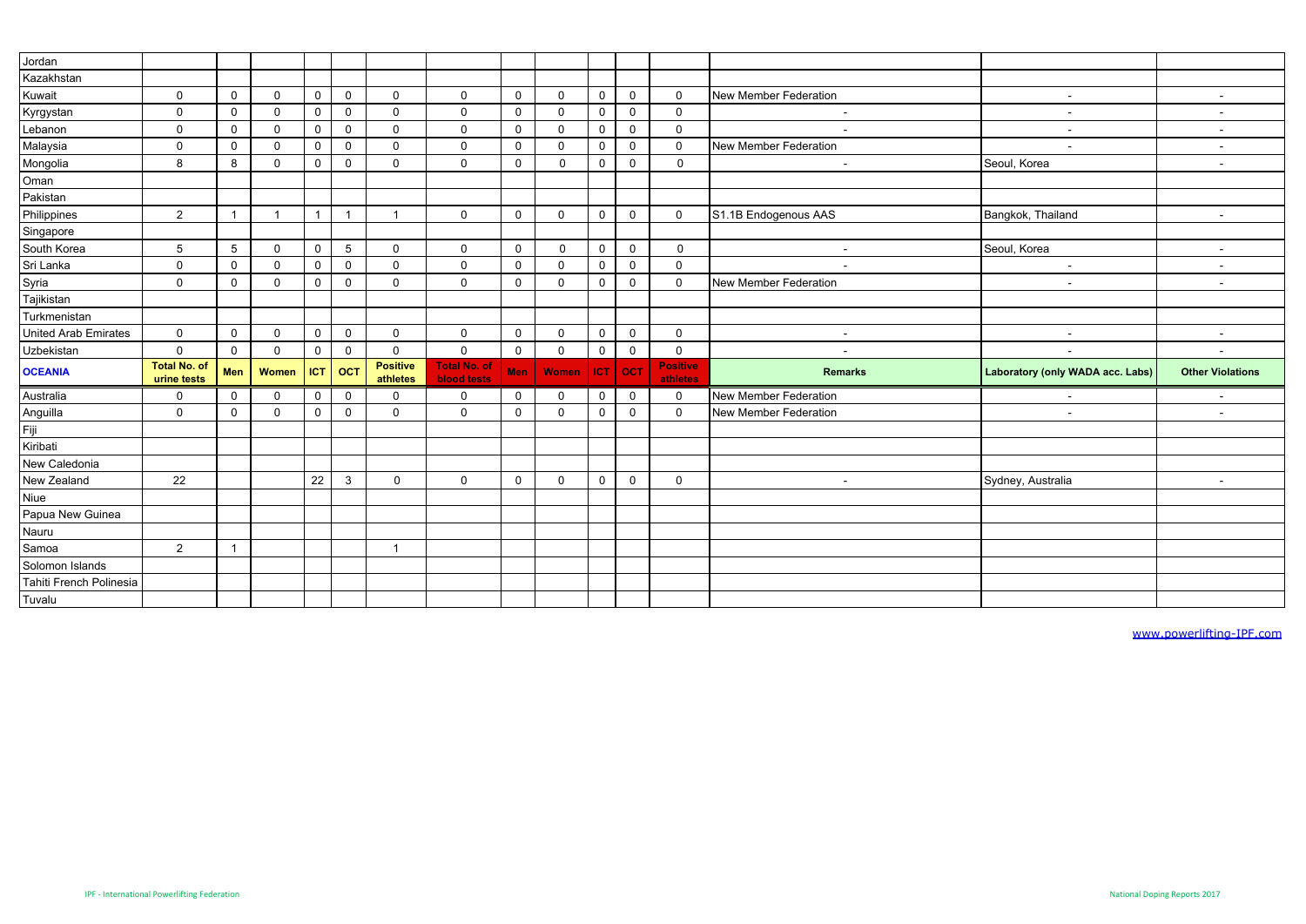| | | | | | | | | | | | | | | | |
|---|---|---|---|---|---|---|---|---|---|---|---|---|---|---|---|
| Jordan | | | | | | | | | | | | | | | |
| Kazakhstan | | | | | | | | | | | | | | | |
| Kuwait | 0 | 0 | 0 | 0 | 0 | 0 | 0 | 0 | 0 | 0 | 0 | 0 | New Member Federation | - | - |
| Kyrgystan | 0 | 0 | 0 | 0 | 0 | 0 | 0 | 0 | 0 | 0 | 0 | 0 | - | - | - |
| Lebanon | 0 | 0 | 0 | 0 | 0 | 0 | 0 | 0 | 0 | 0 | 0 | 0 | - | - | - |
| Malaysia | 0 | 0 | 0 | 0 | 0 | 0 | 0 | 0 | 0 | 0 | 0 | 0 | New Member Federation | - | - |
| Mongolia | 8 | 8 | 0 | 0 | 0 | 0 | 0 | 0 | 0 | 0 | 0 | 0 | - | Seoul, Korea | - |
| Oman | | | | | | | | | | | | | | | |
| Pakistan | | | | | | | | | | | | | | | |
| Philippines | 2 | 1 | 1 | 1 | 1 | 1 | 0 | 0 | 0 | 0 | 0 | 0 | S1.1B Endogenous AAS | Bangkok, Thailand | - |
| Singapore | | | | | | | | | | | | | | | |
| South Korea | 5 | 5 | 0 | 0 | 5 | 0 | 0 | 0 | 0 | 0 | 0 | 0 | - | Seoul, Korea | - |
| Sri Lanka | 0 | 0 | 0 | 0 | 0 | 0 | 0 | 0 | 0 | 0 | 0 | 0 | - | - | - |
| Syria | 0 | 0 | 0 | 0 | 0 | 0 | 0 | 0 | 0 | 0 | 0 | 0 | New Member Federation | - | - |
| Tajikistan | | | | | | | | | | | | | | | |
| Turkmenistan | | | | | | | | | | | | | | | |
| United Arab Emirates | 0 | 0 | 0 | 0 | 0 | 0 | 0 | 0 | 0 | 0 | 0 | 0 | - | - | - |
| Uzbekistan | 0 | 0 | 0 | 0 | 0 | 0 | 0 | 0 | 0 | 0 | 0 | 0 | - | - | - |
| **OCEANIA** | **Total No. of urine tests** | **Men** | **Women** | **ICT** | **OCT** | **Positive athletes** | **Total No. of blood tests** | **Men** | **Women** | **ICT** | **OCT** | **Positive athletes** | **Remarks** | **Laboratory (only WADA acc. Labs)** | **Other Violations** |
| Australia | 0 | 0 | 0 | 0 | 0 | 0 | 0 | 0 | 0 | 0 | 0 | 0 | New Member Federation | - | - |
| Anguilla | 0 | 0 | 0 | 0 | 0 | 0 | 0 | 0 | 0 | 0 | 0 | 0 | New Member Federation | - | - |
| Fiji | | | | | | | | | | | | | | | |
| Kiribati | | | | | | | | | | | | | | | |
| New Caledonia | | | | | | | | | | | | | | | |
| New Zealand | 22 | | | 22 | 3 | 0 | 0 | 0 | 0 | 0 | 0 | 0 | - | Sydney, Australia | - |
| Niue | | | | | | | | | | | | | | | |
| Papua New Guinea | | | | | | | | | | | | | | | |
| Nauru | | | | | | | | | | | | | | | |
| Samoa | 2 | 1 | | | | 1 | | | | | | | | | |
| Solomon Islands | | | | | | | | | | | | | | | |
| Tahiti French Polinesia | | | | | | | | | | | | | | | |
| Tuvalu | | | | | | | | | | | | | | | |